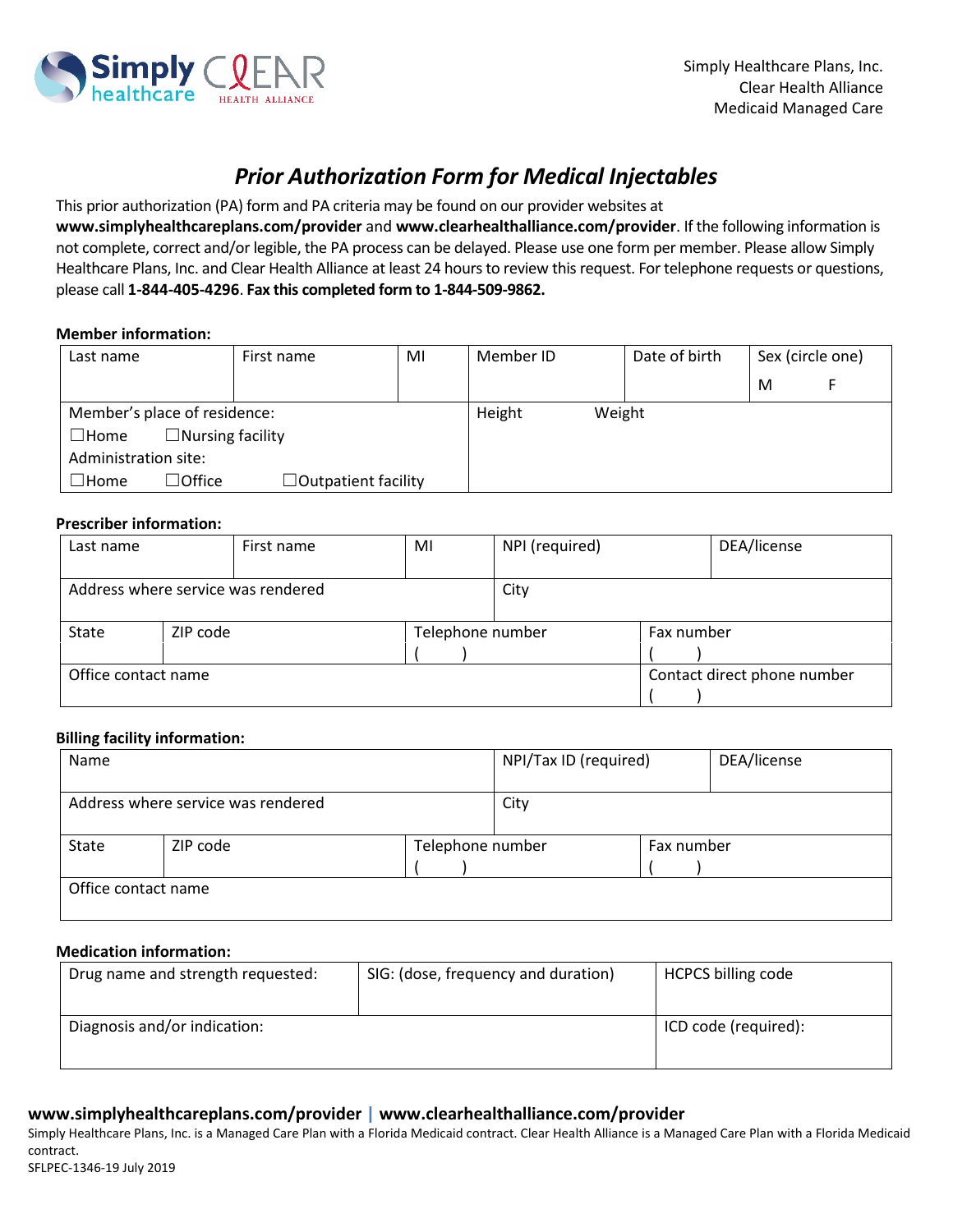Simply Healthcare Plans, Inc.
Clear Health Alliance
Medicaid Managed Care

# *Prior Authorization Form for Medical Injectables*

This prior authorization (PA) form and PA criteria may be found on our provider websites at **www.simplyhealthcareplans.com/provider** and **www.clearhealthalliance.com/provider**. If the following information is not complete, correct and/or legible, the PA process can be delayed. Please use one form per member. Please allow Simply Healthcare Plans, Inc. and Clear Health Alliance at least 24 hours to review this request. For telephone requests or questions, please call **1-844-405-4296**. **Fax this completed form to 1-844-509-9862.**

**Member information:**

| Last name | First name | MI | Member ID | Date of birth | Sex (circle one) M F |
|---|---|---|---|---|---|
| Member's place of residence: ☐Home ☐Nursing facility<br>Administration site: ☐Home ☐Office ☐Outpatient facility | | | Height Weight | | |

**Prescriber information:**

| Last name | First name | MI | NPI (required) | DEA/license |
|---|---|---|---|---|
| Address where service was rendered | | | City | |
| State | ZIP code | Telephone number ( ) | | Fax number ( ) |
| Office contact name | | | | Contact direct phone number ( ) |

**Billing facility information:**

| Name | | | NPI/Tax ID (required) | DEA/license |
|---|---|---|---|---|
| Address where service was rendered | | | City | |
| State | ZIP code | Telephone number ( ) | | Fax number ( ) |
| Office contact name | | | | |

**Medication information:**

| Drug name and strength requested: | SIG: (dose, frequency and duration) | HCPCS billing code |
|---|---|---|
| Diagnosis and/or indication: | | ICD code (required): |

**www.simplyhealthcareplans.com/provider | www.clearhealthalliance.com/provider**

Simply Healthcare Plans, Inc. is a Managed Care Plan with a Florida Medicaid contract. Clear Health Alliance is a Managed Care Plan with a Florida Medicaid contract.

SFLPEC-1346-19 July 2019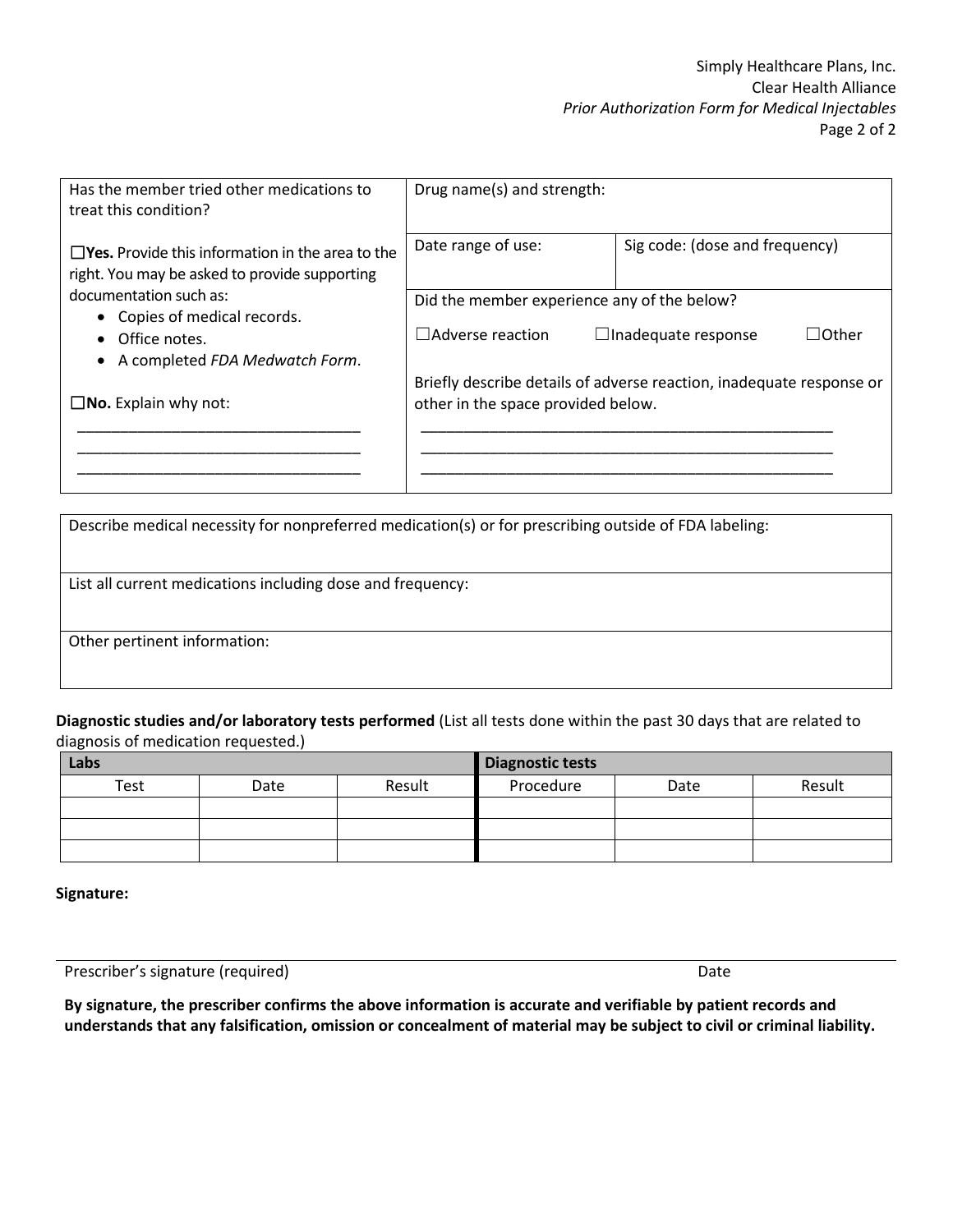| Has the member tried other medications to treat this condition? | Drug name(s) and strength: | |
|---|---|---|
| ☐**Yes.** Provide this information in the area to the right. You may be asked to provide supporting documentation such as:<br>• Copies of medical records.<br>• Office notes.<br>• A completed *FDA Medwatch Form*. | Date range of use: | Sig code: (dose and frequency) |
| ☐**No.** Explain why not:<br>\_\_\_\_\_\_\_\_\_\_\_\_\_\_\_\_\_\_\_\_\_\_\_\_\_\_\_\_\_\_\_\_\_\_<br>\_\_\_\_\_\_\_\_\_\_\_\_\_\_\_\_\_\_\_\_\_\_\_\_\_\_\_\_\_\_\_\_\_\_<br>\_\_\_\_\_\_\_\_\_\_\_\_\_\_\_\_\_\_\_\_\_\_\_\_\_\_\_\_\_\_\_\_\_\_ | Did the member experience any of the below?<br>☐Adverse reaction ☐Inadequate response ☐Other<br>Briefly describe details of adverse reaction, inadequate response or other in the space provided below.<br>\_\_\_\_\_\_\_\_\_\_\_\_\_\_\_\_\_\_\_\_\_\_\_\_\_\_\_\_\_\_\_\_\_\_\_\_\_\_\_\_\_\_\_\_\_\_\_\_<br>\_\_\_\_\_\_\_\_\_\_\_\_\_\_\_\_\_\_\_\_\_\_\_\_\_\_\_\_\_\_\_\_\_\_\_\_\_\_\_\_\_\_\_\_\_\_\_\_<br>\_\_\_\_\_\_\_\_\_\_\_\_\_\_\_\_\_\_\_\_\_\_\_\_\_\_\_\_\_\_\_\_\_\_\_\_\_\_\_\_\_\_\_\_\_\_\_\_ | |

| |
|---|
| Describe medical necessity for nonpreferred medication(s) or for prescribing outside of FDA labeling: |
| List all current medications including dose and frequency: |
| Other pertinent information: |

**Diagnostic studies and/or laboratory tests performed** (List all tests done within the past 30 days that are related to diagnosis of medication requested.)

| **Labs** | | | **Diagnostic tests** | | |
|---|---|---|---|---|---|
| Test | Date | Result | Procedure | Date | Result |
| | | | | | |
| | | | | | |
| | | | | | |

**Signature:**

Prescriber's signature (required) Date

**By signature, the prescriber confirms the above information is accurate and verifiable by patient records and understands that any falsification, omission or concealment of material may be subject to civil or criminal liability.**